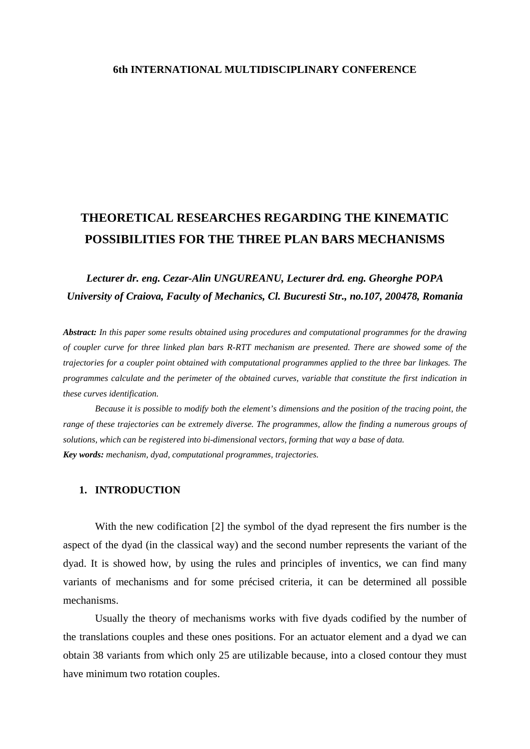**6th INTERNATIONAL MULTIDISCIPLINARY CONFERENCE**

# THEORETICAL RESEARCHES REGARDING THE KINEMATIC POSSIBILITIES FOR THE THREE PLAN BARS MECHANISMS

***Lecturer dr. eng. Cezar-Alin UNGUREANU, Lecturer drd. eng. Gheorghe POPA***
***University of Craiova, Faculty of Mechanics, Cl. Bucuresti Str., no.107, 200478, Romania***

***Abstract:*** *In this paper some results obtained using procedures and computational programmes for the drawing of coupler curve for three linked plan bars R-RTT mechanism are presented. There are showed some of the trajectories for a coupler point obtained with computational programmes applied to the three bar linkages. The programmes calculate and the perimeter of the obtained curves, variable that constitute the first indication in these curves identification.*

*Because it is possible to modify both the element's dimensions and the position of the tracing point, the range of these trajectories can be extremely diverse. The programmes, allow the finding a numerous groups of solutions, which can be registered into bi-dimensional vectors, forming that way a base of data.*

***Key words:*** *mechanism, dyad, computational programmes, trajectories.*

## 1. INTRODUCTION

With the new codification [2] the symbol of the dyad represent the firs number is the aspect of the dyad (in the classical way) and the second number represents the variant of the dyad. It is showed how, by using the rules and principles of inventics, we can find many variants of mechanisms and for some précised criteria, it can be determined all possible mechanisms.

Usually the theory of mechanisms works with five dyads codified by the number of the translations couples and these ones positions. For an actuator element and a dyad we can obtain 38 variants from which only 25 are utilizable because, into a closed contour they must have minimum two rotation couples.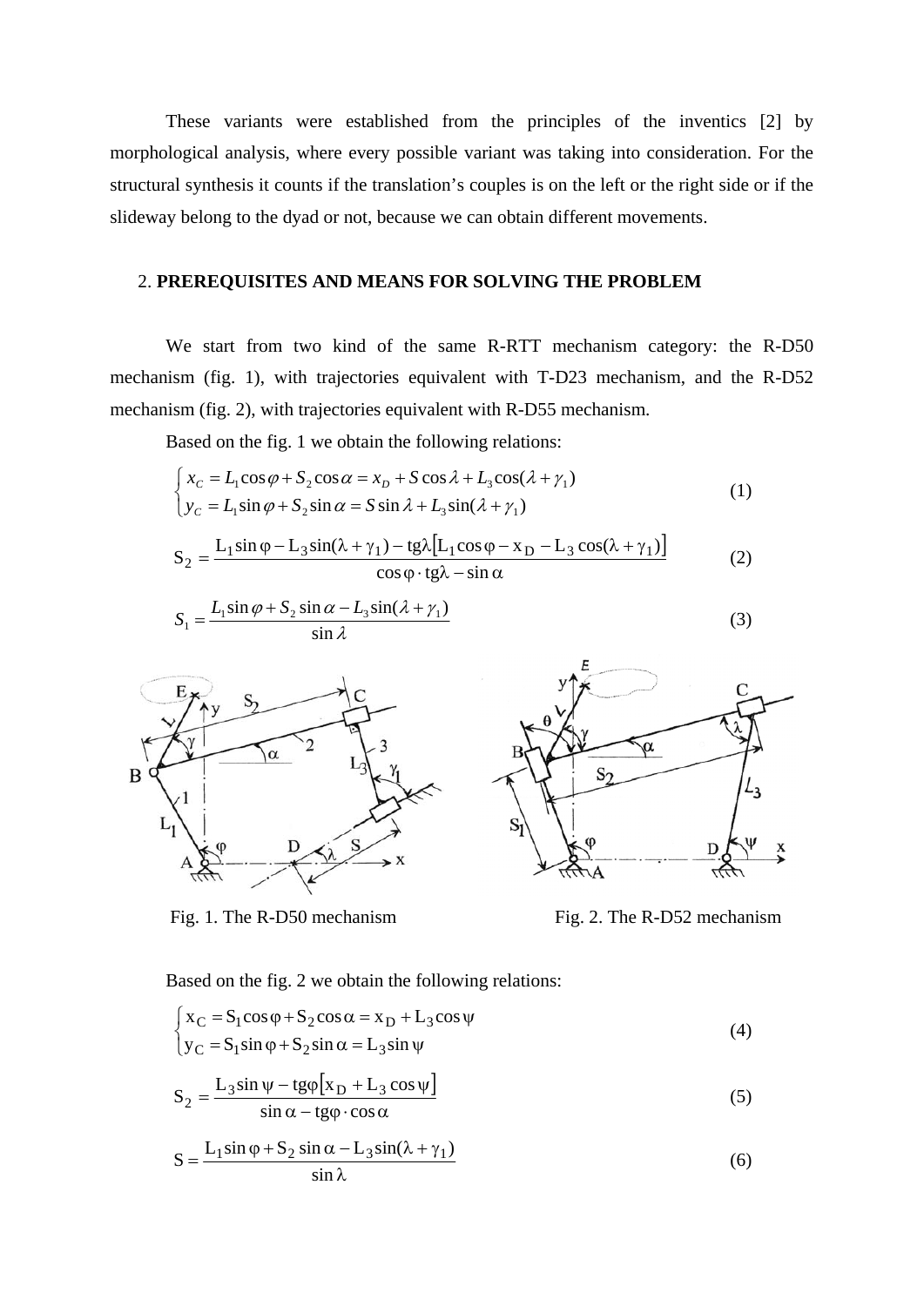These variants were established from the principles of the inventics [2] by morphological analysis, where every possible variant was taking into consideration. For the structural synthesis it counts if the translation's couples is on the left or the right side or if the slideway belong to the dyad or not, because we can obtain different movements.

## 2. PREREQUISITES AND MEANS FOR SOLVING THE PROBLEM

We start from two kind of the same R-RTT mechanism category: the R-D50 mechanism (fig. 1), with trajectories equivalent with T-D23 mechanism, and the R-D52 mechanism (fig. 2), with trajectories equivalent with R-D55 mechanism.

Based on the fig. 1 we obtain the following relations:

$$\begin{cases} x_C = L_1\cos\varphi + S_2\cos\alpha = x_D + S\cos\lambda + L_3\cos(\lambda+\gamma_1) \\ y_C = L_1\sin\varphi + S_2\sin\alpha = S\sin\lambda + L_3\sin(\lambda+\gamma_1) \end{cases} \tag{1}$$

$$S_2 = \frac{L_1\sin\varphi - L_3\sin(\lambda+\gamma_1) - \mathrm{tg}\lambda\left[L_1\cos\varphi - x_D - L_3\cos(\lambda+\gamma_1)\right]}{\cos\varphi\cdot\mathrm{tg}\lambda - \sin\alpha} \tag{2}$$

$$S_1 = \frac{L_1\sin\varphi + S_2\sin\alpha - L_3\sin(\lambda+\gamma_1)}{\sin\lambda} \tag{3}$$

Fig. 1. The R-D50 mechanism

Fig. 2. The R-D52 mechanism

Based on the fig. 2 we obtain the following relations:

$$\begin{cases} x_C = S_1\cos\varphi + S_2\cos\alpha = x_D + L_3\cos\psi \\ y_C = S_1\sin\varphi + S_2\sin\alpha = L_3\sin\psi \end{cases} \tag{4}$$

$$S_2 = \frac{L_3\sin\psi - \mathrm{tg}\varphi\left[x_D + L_3\cos\psi\right]}{\sin\alpha - \mathrm{tg}\varphi\cdot\cos\alpha} \tag{5}$$

$$S = \frac{L_1\sin\varphi + S_2\sin\alpha - L_3\sin(\lambda+\gamma_1)}{\sin\lambda} \tag{6}$$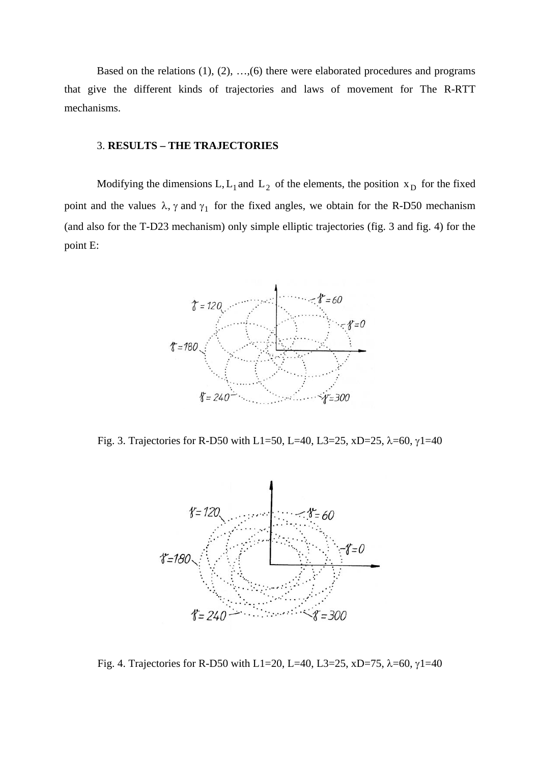Based on the relations (1), (2), …,(6) there were elaborated procedures and programs that give the different kinds of trajectories and laws of movement for The R-RTT mechanisms.

## 3. **RESULTS – THE TRAJECTORIES**

Modifying the dimensions $L, L_1$ and $L_2$ of the elements, the position $x_D$ for the fixed point and the values $\lambda, \gamma$ and $\gamma_1$ for the fixed angles, we obtain for the R-D50 mechanism (and also for the T-D23 mechanism) only simple elliptic trajectories (fig. 3 and fig. 4) for the point E:

Fig. 3. Trajectories for R-D50 with L1=50, L=40, L3=25, xD=25, λ=60, γ1=40

Fig. 4. Trajectories for R-D50 with L1=20, L=40, L3=25, xD=75, λ=60, γ1=40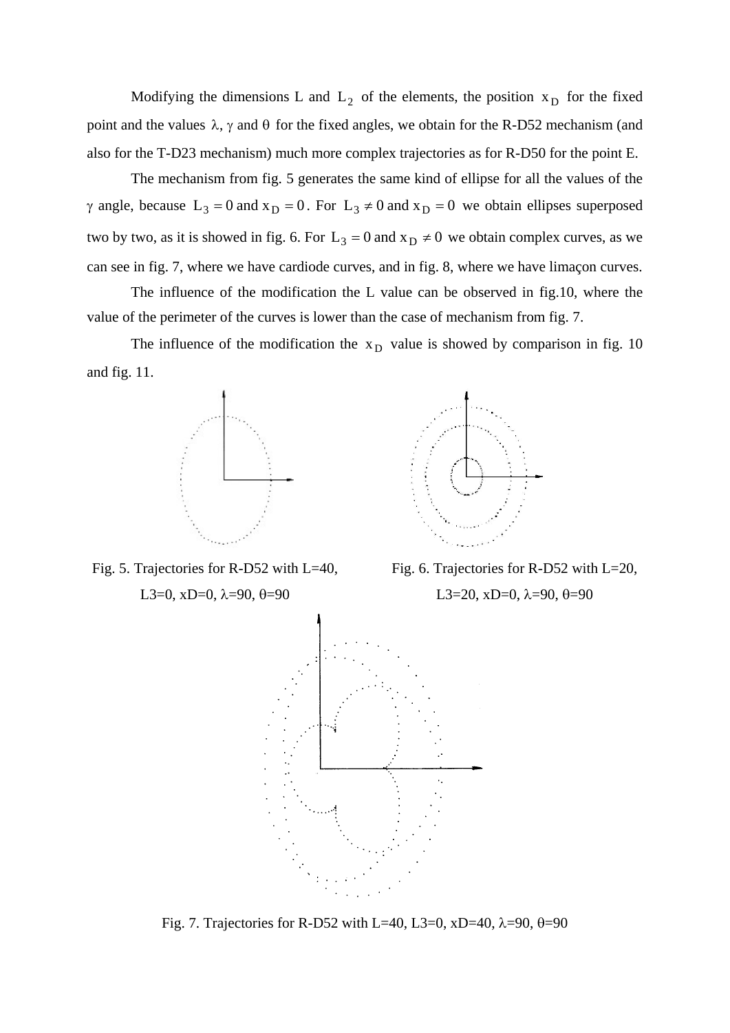Modifying the dimensions L and $L_2$ of the elements, the position $x_D$ for the fixed point and the values $\lambda$, $\gamma$ and $\theta$ for the fixed angles, we obtain for the R-D52 mechanism (and also for the T-D23 mechanism) much more complex trajectories as for R-D50 for the point E.

The mechanism from fig. 5 generates the same kind of ellipse for all the values of the $\gamma$ angle, because $L_3 = 0$ and $x_D = 0$. For $L_3 \neq 0$ and $x_D = 0$ we obtain ellipses superposed two by two, as it is showed in fig. 6. For $L_3 = 0$ and $x_D \neq 0$ we obtain complex curves, as we can see in fig. 7, where we have cardiode curves, and in fig. 8, where we have limaçon curves.

The influence of the modification the L value can be observed in fig.10, where the value of the perimeter of the curves is lower than the case of mechanism from fig. 7.

The influence of the modification the $x_D$ value is showed by comparison in fig. 10 and fig. 11.

Fig. 5. Trajectories for R-D52 with L=40, L3=0, xD=0, $\lambda$=90, $\theta$=90

Fig. 6. Trajectories for R-D52 with L=20, L3=20, xD=0, $\lambda$=90, $\theta$=90

Fig. 7. Trajectories for R-D52 with L=40, L3=0, xD=40, $\lambda$=90, $\theta$=90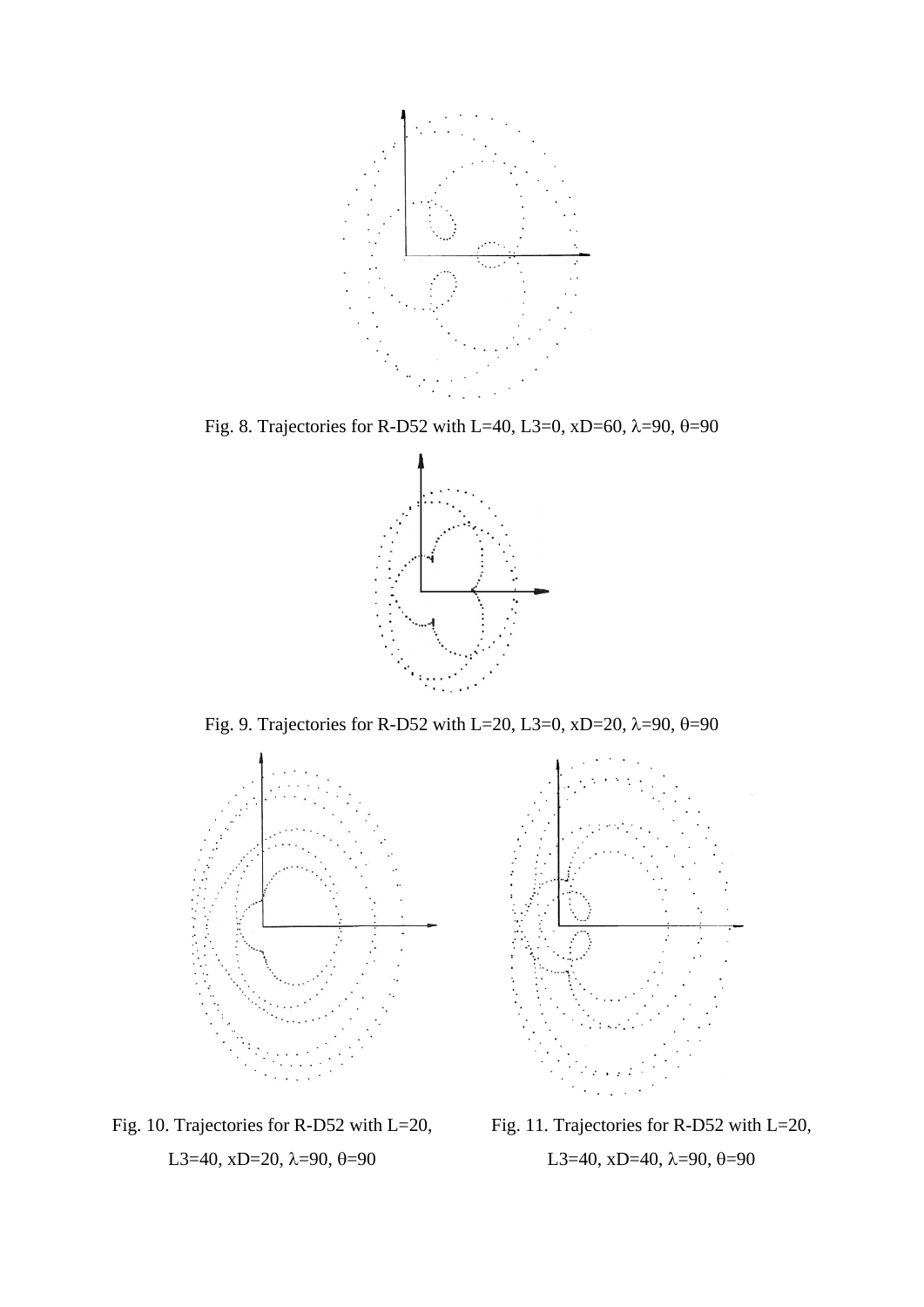Fig. 8. Trajectories for R-D52 with L=40, L3=0, xD=60, λ=90, θ=90

Fig. 9. Trajectories for R-D52 with L=20, L3=0, xD=20, λ=90, θ=90

Fig. 10. Trajectories for R-D52 with L=20, L3=40, xD=20, λ=90, θ=90

Fig. 11. Trajectories for R-D52 with L=20, L3=40, xD=40, λ=90, θ=90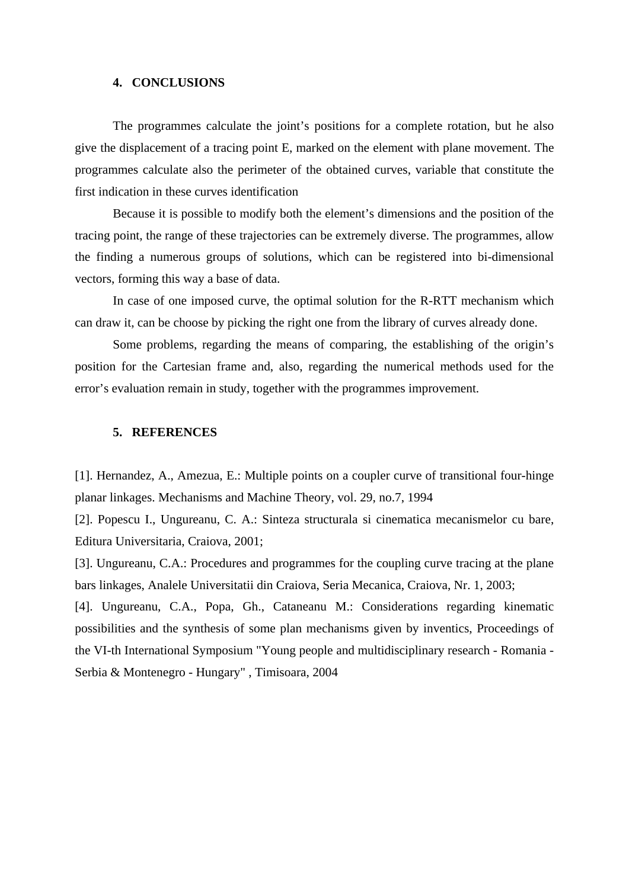## 4. CONCLUSIONS

The programmes calculate the joint's positions for a complete rotation, but he also give the displacement of a tracing point E, marked on the element with plane movement. The programmes calculate also the perimeter of the obtained curves, variable that constitute the first indication in these curves identification

Because it is possible to modify both the element's dimensions and the position of the tracing point, the range of these trajectories can be extremely diverse. The programmes, allow the finding a numerous groups of solutions, which can be registered into bi-dimensional vectors, forming this way a base of data.

In case of one imposed curve, the optimal solution for the R-RTT mechanism which can draw it, can be choose by picking the right one from the library of curves already done.

Some problems, regarding the means of comparing, the establishing of the origin's position for the Cartesian frame and, also, regarding the numerical methods used for the error's evaluation remain in study, together with the programmes improvement.

## 5. REFERENCES

[1]. Hernandez, A., Amezua, E.: Multiple points on a coupler curve of transitional four-hinge planar linkages. Mechanisms and Machine Theory, vol. 29, no.7, 1994

[2]. Popescu I., Ungureanu, C. A.: Sinteza structurala si cinematica mecanismelor cu bare, Editura Universitaria, Craiova, 2001;

[3]. Ungureanu, C.A.: Procedures and programmes for the coupling curve tracing at the plane bars linkages, Analele Universitatii din Craiova, Seria Mecanica, Craiova, Nr. 1, 2003;

[4]. Ungureanu, C.A., Popa, Gh., Cataneanu M.: Considerations regarding kinematic possibilities and the synthesis of some plan mechanisms given by inventics, Proceedings of the VI-th International Symposium "Young people and multidisciplinary research - Romania - Serbia & Montenegro - Hungary" , Timisoara, 2004